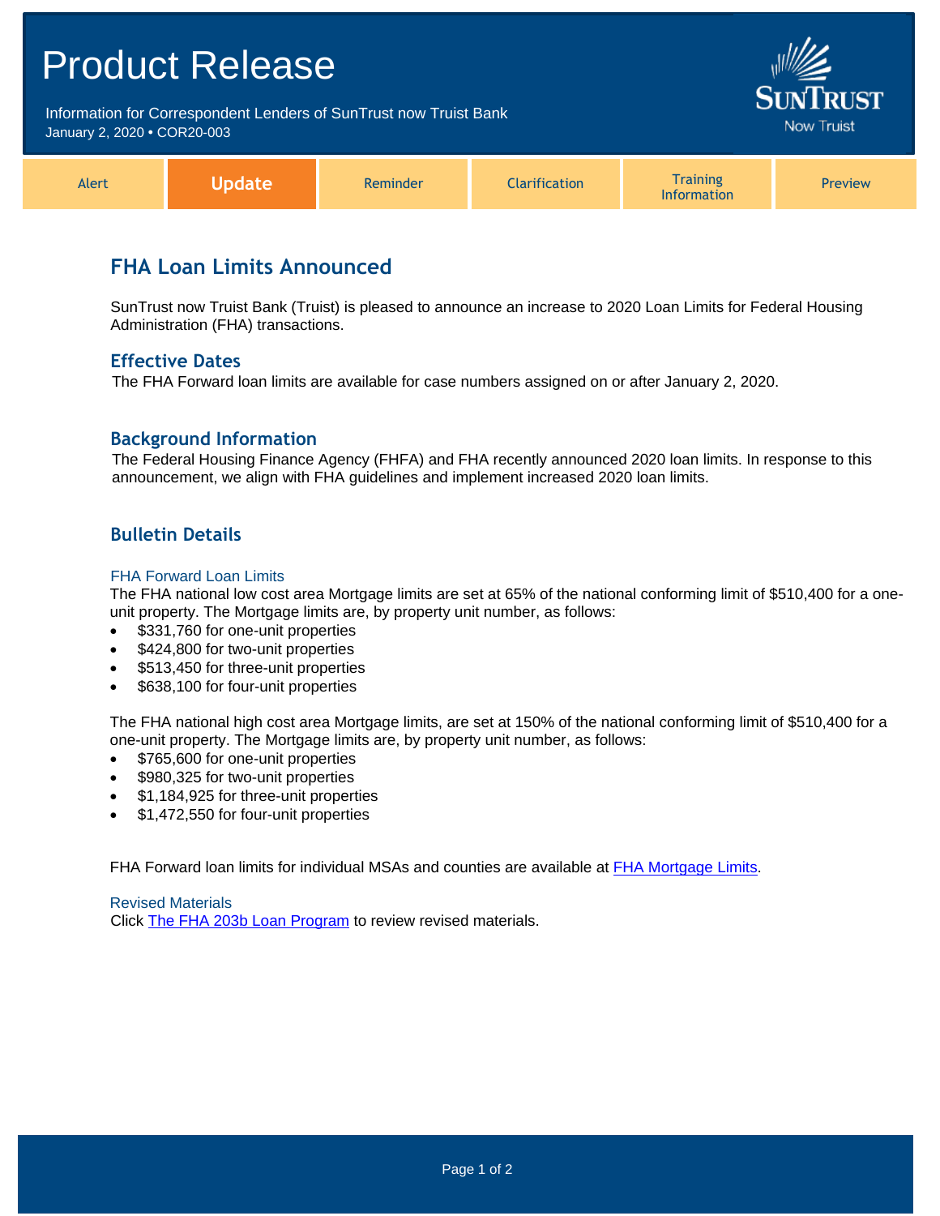# Product Release

Information for Correspondent Lenders of SunTrust now Truist Bank
January 2, 2020 • COR20-003

Alert | **Update** | Reminder | Clarification | Training Information | Preview

## FHA Loan Limits Announced

SunTrust now Truist Bank (Truist) is pleased to announce an increase to 2020 Loan Limits for Federal Housing Administration (FHA) transactions.

### Effective Dates

The FHA Forward loan limits are available for case numbers assigned on or after January 2, 2020.

### Background Information

The Federal Housing Finance Agency (FHFA) and FHA recently announced 2020 loan limits. In response to this announcement, we align with FHA guidelines and implement increased 2020 loan limits.

### Bulletin Details

#### FHA Forward Loan Limits

The FHA national low cost area Mortgage limits are set at 65% of the national conforming limit of $510,400 for a one-unit property. The Mortgage limits are, by property unit number, as follows:

- $331,760 for one-unit properties
- $424,800 for two-unit properties
- $513,450 for three-unit properties
- $638,100 for four-unit properties

The FHA national high cost area Mortgage limits, are set at 150% of the national conforming limit of $510,400 for a one-unit property. The Mortgage limits are, by property unit number, as follows:

- $765,600 for one-unit properties
- $980,325 for two-unit properties
- $1,184,925 for three-unit properties
- $1,472,550 for four-unit properties

FHA Forward loan limits for individual MSAs and counties are available at FHA Mortgage Limits.

#### Revised Materials

Click The FHA 203b Loan Program to review revised materials.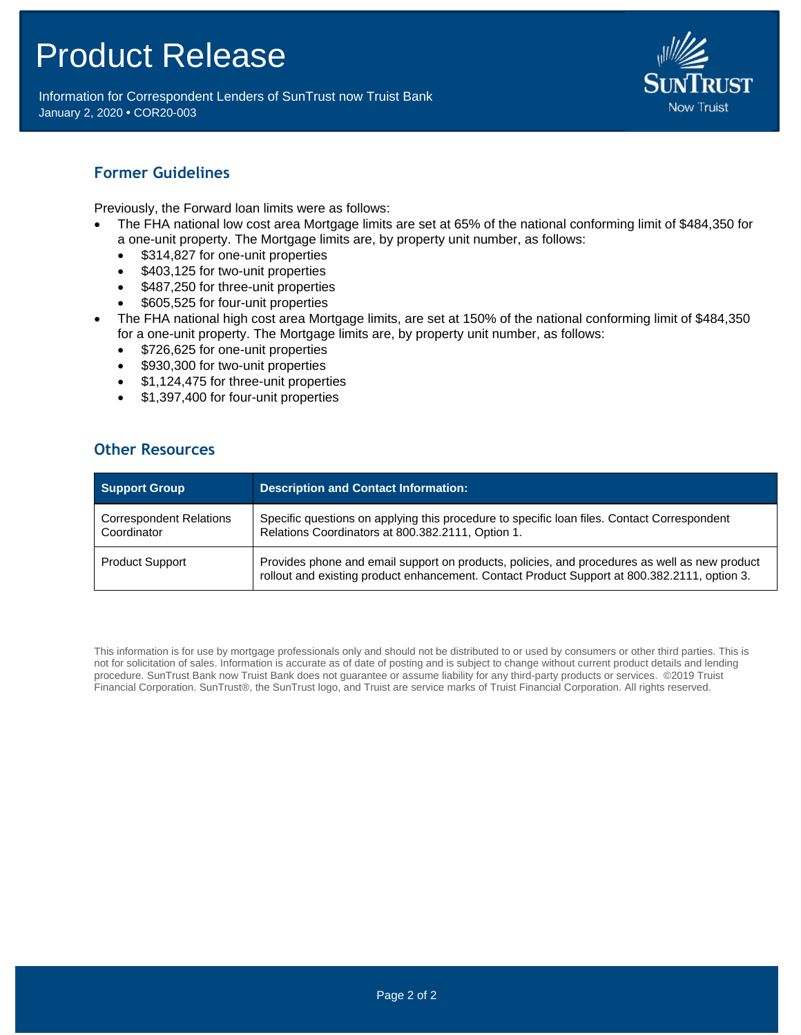## Former Guidelines

Previously, the Forward loan limits were as follows:

- The FHA national low cost area Mortgage limits are set at 65% of the national conforming limit of $484,350 for a one-unit property. The Mortgage limits are, by property unit number, as follows:
  - $314,827 for one-unit properties
  - $403,125 for two-unit properties
  - $487,250 for three-unit properties
  - $605,525 for four-unit properties
- The FHA national high cost area Mortgage limits, are set at 150% of the national conforming limit of $484,350 for a one-unit property. The Mortgage limits are, by property unit number, as follows:
  - $726,625 for one-unit properties
  - $930,300 for two-unit properties
  - $1,124,475 for three-unit properties
  - $1,397,400 for four-unit properties

## Other Resources

| Support Group | Description and Contact Information: |
| --- | --- |
| Correspondent Relations Coordinator | Specific questions on applying this procedure to specific loan files. Contact Correspondent Relations Coordinators at 800.382.2111, Option 1. |
| Product Support | Provides phone and email support on products, policies, and procedures as well as new product rollout and existing product enhancement. Contact Product Support at 800.382.2111, option 3. |

This information is for use by mortgage professionals only and should not be distributed to or used by consumers or other third parties. This is not for solicitation of sales. Information is accurate as of date of posting and is subject to change without current product details and lending procedure. SunTrust Bank now Truist Bank does not guarantee or assume liability for any third-party products or services. ©2019 Truist Financial Corporation. SunTrust®, the SunTrust logo, and Truist are service marks of Truist Financial Corporation. All rights reserved.